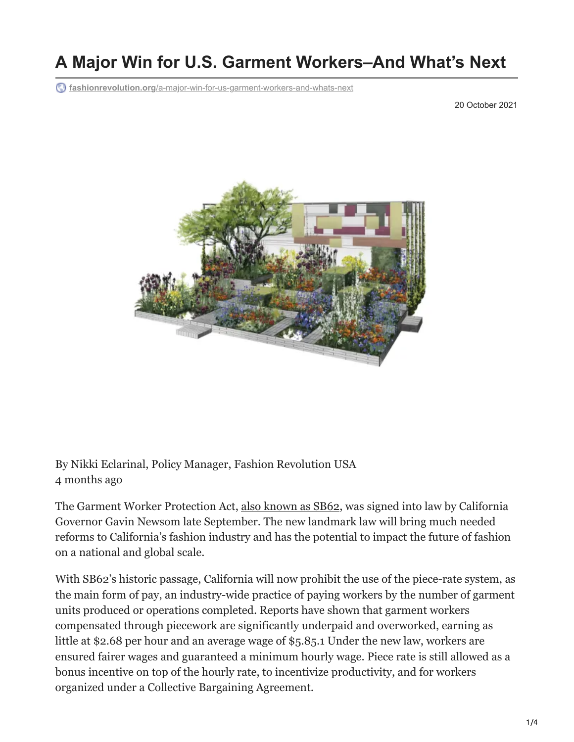# A Major Win for U.S. Garment Workers–And What's Next

fashionrevolution.org/a-major-win-for-us-garment-workers-and-whats-next

20 October 2021

By Nikki Eclarinal, Policy Manager, Fashion Revolution USA
4 months ago

The Garment Worker Protection Act, also known as SB62, was signed into law by California Governor Gavin Newsom late September. The new landmark law will bring much needed reforms to California's fashion industry and has the potential to impact the future of fashion on a national and global scale.

With SB62's historic passage, California will now prohibit the use of the piece-rate system, as the main form of pay, an industry-wide practice of paying workers by the number of garment units produced or operations completed. Reports have shown that garment workers compensated through piecework are significantly underpaid and overworked, earning as little at $2.68 per hour and an average wage of $5.85.[1] Under the new law, workers are ensured fairer wages and guaranteed a minimum hourly wage. Piece rate is still allowed as a bonus incentive on top of the hourly rate, to incentivize productivity, and for workers organized under a Collective Bargaining Agreement.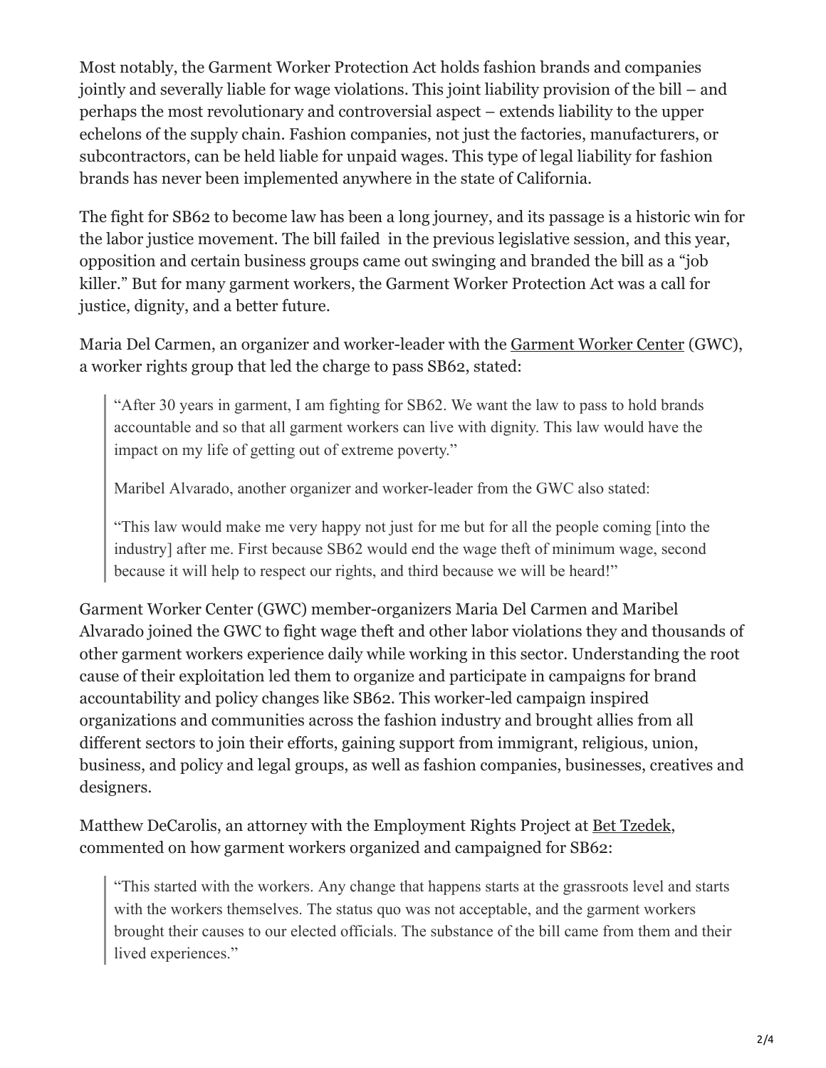Most notably, the Garment Worker Protection Act holds fashion brands and companies jointly and severally liable for wage violations. This joint liability provision of the bill – and perhaps the most revolutionary and controversial aspect – extends liability to the upper echelons of the supply chain. Fashion companies, not just the factories, manufacturers, or subcontractors, can be held liable for unpaid wages. This type of legal liability for fashion brands has never been implemented anywhere in the state of California.

The fight for SB62 to become law has been a long journey, and its passage is a historic win for the labor justice movement. The bill failed in the previous legislative session, and this year, opposition and certain business groups came out swinging and branded the bill as a "job killer." But for many garment workers, the Garment Worker Protection Act was a call for justice, dignity, and a better future.

Maria Del Carmen, an organizer and worker-leader with the Garment Worker Center (GWC), a worker rights group that led the charge to pass SB62, stated:

> "After 30 years in garment, I am fighting for SB62. We want the law to pass to hold brands accountable and so that all garment workers can live with dignity. This law would have the impact on my life of getting out of extreme poverty."
>
> Maribel Alvarado, another organizer and worker-leader from the GWC also stated:
>
> "This law would make me very happy not just for me but for all the people coming [into the industry] after me. First because SB62 would end the wage theft of minimum wage, second because it will help to respect our rights, and third because we will be heard!"

Garment Worker Center (GWC) member-organizers Maria Del Carmen and Maribel Alvarado joined the GWC to fight wage theft and other labor violations they and thousands of other garment workers experience daily while working in this sector. Understanding the root cause of their exploitation led them to organize and participate in campaigns for brand accountability and policy changes like SB62. This worker-led campaign inspired organizations and communities across the fashion industry and brought allies from all different sectors to join their efforts, gaining support from immigrant, religious, union, business, and policy and legal groups, as well as fashion companies, businesses, creatives and designers.

Matthew DeCarolis, an attorney with the Employment Rights Project at Bet Tzedek, commented on how garment workers organized and campaigned for SB62:

> "This started with the workers. Any change that happens starts at the grassroots level and starts with the workers themselves. The status quo was not acceptable, and the garment workers brought their causes to our elected officials. The substance of the bill came from them and their lived experiences."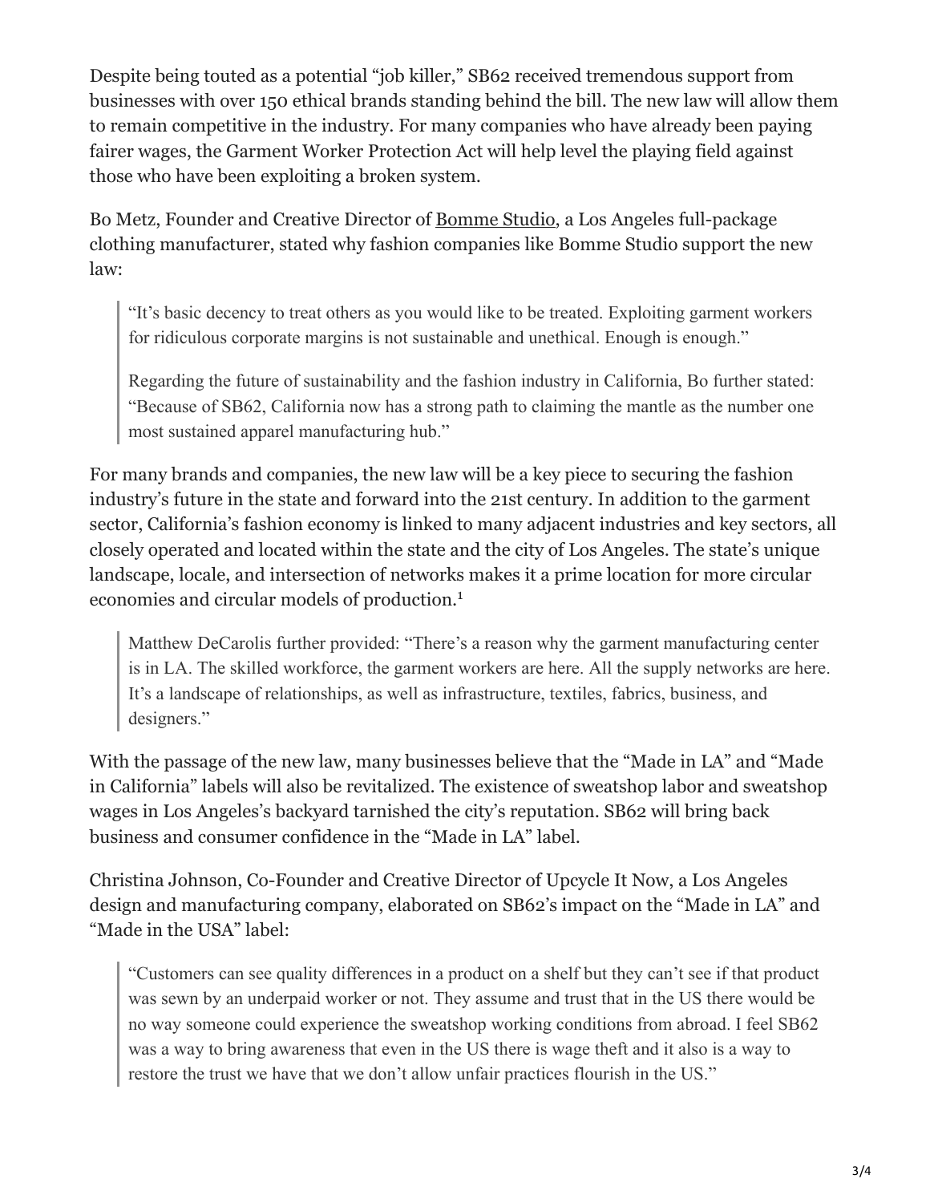Despite being touted as a potential "job killer," SB62 received tremendous support from businesses with over 150 ethical brands standing behind the bill. The new law will allow them to remain competitive in the industry. For many companies who have already been paying fairer wages, the Garment Worker Protection Act will help level the playing field against those who have been exploiting a broken system.

Bo Metz, Founder and Creative Director of Bomme Studio, a Los Angeles full-package clothing manufacturer, stated why fashion companies like Bomme Studio support the new law:

> "It's basic decency to treat others as you would like to be treated. Exploiting garment workers for ridiculous corporate margins is not sustainable and unethical. Enough is enough."
>
> Regarding the future of sustainability and the fashion industry in California, Bo further stated: "Because of SB62, California now has a strong path to claiming the mantle as the number one most sustained apparel manufacturing hub."

For many brands and companies, the new law will be a key piece to securing the fashion industry's future in the state and forward into the 21st century. In addition to the garment sector, California's fashion economy is linked to many adjacent industries and key sectors, all closely operated and located within the state and the city of Los Angeles. The state's unique landscape, locale, and intersection of networks makes it a prime location for more circular economies and circular models of production.[1]

> Matthew DeCarolis further provided: "There's a reason why the garment manufacturing center is in LA. The skilled workforce, the garment workers are here. All the supply networks are here. It's a landscape of relationships, as well as infrastructure, textiles, fabrics, business, and designers."

With the passage of the new law, many businesses believe that the "Made in LA" and "Made in California" labels will also be revitalized. The existence of sweatshop labor and sweatshop wages in Los Angeles's backyard tarnished the city's reputation. SB62 will bring back business and consumer confidence in the "Made in LA" label.

Christina Johnson, Co-Founder and Creative Director of Upcycle It Now, a Los Angeles design and manufacturing company, elaborated on SB62's impact on the "Made in LA" and "Made in the USA" label:

> "Customers can see quality differences in a product on a shelf but they can't see if that product was sewn by an underpaid worker or not. They assume and trust that in the US there would be no way someone could experience the sweatshop working conditions from abroad. I feel SB62 was a way to bring awareness that even in the US there is wage theft and it also is a way to restore the trust we have that we don't allow unfair practices flourish in the US."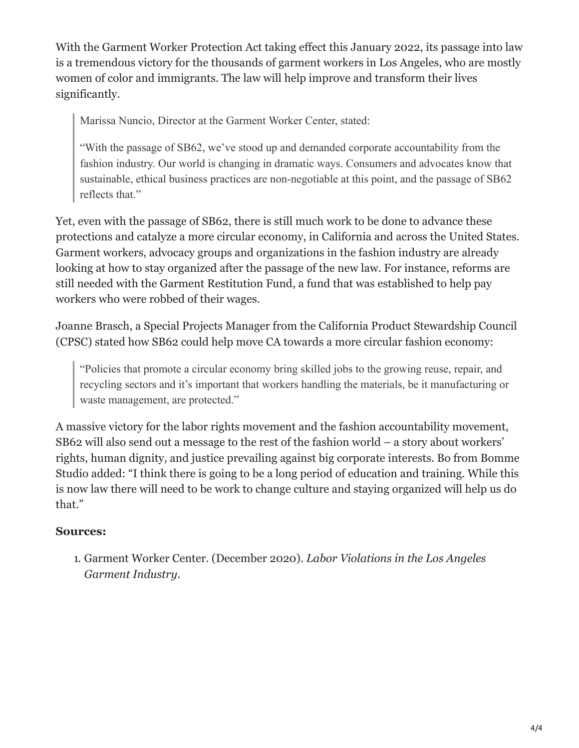With the Garment Worker Protection Act taking effect this January 2022, its passage into law is a tremendous victory for the thousands of garment workers in Los Angeles, who are mostly women of color and immigrants. The law will help improve and transform their lives significantly.

> Marissa Nuncio, Director at the Garment Worker Center, stated:
>
> "With the passage of SB62, we've stood up and demanded corporate accountability from the fashion industry. Our world is changing in dramatic ways. Consumers and advocates know that sustainable, ethical business practices are non-negotiable at this point, and the passage of SB62 reflects that."

Yet, even with the passage of SB62, there is still much work to be done to advance these protections and catalyze a more circular economy, in California and across the United States. Garment workers, advocacy groups and organizations in the fashion industry are already looking at how to stay organized after the passage of the new law. For instance, reforms are still needed with the Garment Restitution Fund, a fund that was established to help pay workers who were robbed of their wages.

Joanne Brasch, a Special Projects Manager from the California Product Stewardship Council (CPSC) stated how SB62 could help move CA towards a more circular fashion economy:

> "Policies that promote a circular economy bring skilled jobs to the growing reuse, repair, and recycling sectors and it's important that workers handling the materials, be it manufacturing or waste management, are protected."

A massive victory for the labor rights movement and the fashion accountability movement, SB62 will also send out a message to the rest of the fashion world – a story about workers' rights, human dignity, and justice prevailing against big corporate interests. Bo from Bomme Studio added: "I think there is going to be a long period of education and training. While this is now law there will need to be work to change culture and staying organized will help us do that."

**Sources:**

1. Garment Worker Center. (December 2020). *Labor Violations in the Los Angeles Garment Industry*.